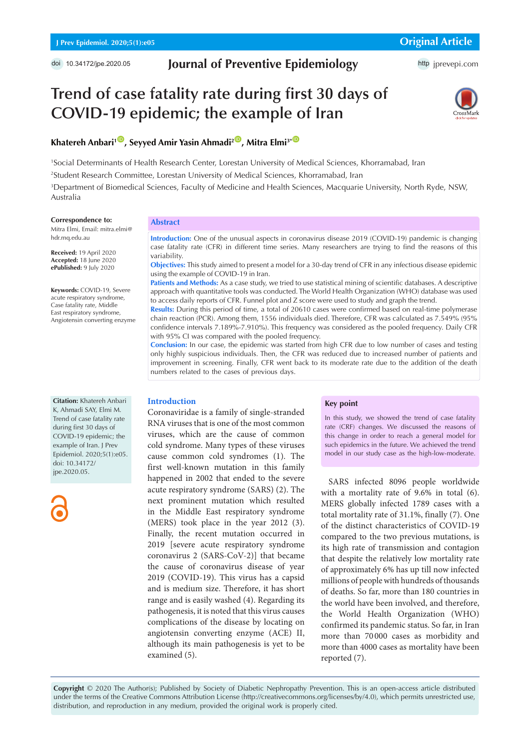Original Article

doi 10.34172/jpe.2020.05

# Trend of case fatality rate during first 30 days of COVID-19 epidemic; the example of Iran

**Khatereh Anbari[1], Seyyed Amir Yasin Ahmadi[2], Mitra Elmi[3*]**

[1]Social Determinants of Health Research Center, Lorestan University of Medical Sciences, Khorramabad, Iran
[2]Student Research Committee, Lorestan University of Medical Sciences, Khorramabad, Iran
[3]Department of Biomedical Sciences, Faculty of Medicine and Health Sciences, Macquarie University, North Ryde, NSW, Australia

**Correspondence to:**
Mitra Elmi, Email: mitra.elmi@hdr.mq.edu.au

**Received:** 19 April 2020
**Accepted:** 18 June 2020
**ePublished:** 9 July 2020

**Keywords:** COVID-19, Severe acute respiratory syndrome, Case fatality rate, Middle East respiratory syndrome, Angiotensin converting enzyme

## Abstract

**Introduction:** One of the unusual aspects in coronavirus disease 2019 (COVID-19) pandemic is changing case fatality rate (CFR) in different time series. Many researchers are trying to find the reasons of this variability.

**Objectives:** This study aimed to present a model for a 30-day trend of CFR in any infectious disease epidemic using the example of COVID-19 in Iran.

**Patients and Methods:** As a case study, we tried to use statistical mining of scientific databases. A descriptive approach with quantitative tools was conducted. The World Health Organization (WHO) database was used to access daily reports of CFR. Funnel plot and Z score were used to study and graph the trend.

**Results:** During this period of time, a total of 20610 cases were confirmed based on real-time polymerase chain reaction (PCR). Among them, 1556 individuals died. Therefore, CFR was calculated as 7.549% (95% confidence intervals 7.189%-7.910%). This frequency was considered as the pooled frequency. Daily CFR with 95% CI was compared with the pooled frequency.

**Conclusion:** In our case, the epidemic was started from high CFR due to low number of cases and testing only highly suspicious individuals. Then, the CFR was reduced due to increased number of patients and improvement in screening. Finally, CFR went back to its moderate rate due to the addition of the death numbers related to the cases of previous days.

**Citation:** Khatereh Anbari K, Ahmadi SAY, Elmi M. Trend of case fatality rate during first 30 days of COVID-19 epidemic; the example of Iran. J Prev Epidemiol. 2020;5(1):e05. doi: 10.34172/jpe.2020.05.

## Key point

In this study, we showed the trend of case fatality rate (CRF) changes. We discussed the reasons of this change in order to reach a general model for such epidemics in the future. We achieved the trend model in our study case as the high-low-moderate.

## Introduction

Coronaviridae is a family of single-stranded RNA viruses that is one of the most common viruses, which are the cause of common cold syndrome. Many types of these viruses cause common cold syndromes (1). The first well-known mutation in this family happened in 2002 that ended to the severe acute respiratory syndrome (SARS) (2). The next prominent mutation which resulted in the Middle East respiratory syndrome (MERS) took place in the year 2012 (3). Finally, the recent mutation occurred in 2019 [severe acute respiratory syndrome coronavirus 2 (SARS-CoV-2)] that became the cause of coronavirus disease of year 2019 (COVID-19). This virus has a capsid and is medium size. Therefore, it has short range and is easily washed (4). Regarding its pathogenesis, it is noted that this virus causes complications of the disease by locating on angiotensin converting enzyme (ACE) II, although its main pathogenesis is yet to be examined (5).

SARS infected 8096 people worldwide with a mortality rate of 9.6% in total (6). MERS globally infected 1789 cases with a total mortality rate of 31.1%, finally (7). One of the distinct characteristics of COVID-19 compared to the two previous mutations, is its high rate of transmission and contagion that despite the relatively low mortality rate of approximately 6% has up till now infected millions of people with hundreds of thousands of deaths. So far, more than 180 countries in the world have been involved, and therefore, the World Health Organization (WHO) confirmed its pandemic status. So far, in Iran more than 70 000 cases as morbidity and more than 4000 cases as mortality have been reported (7).

**Copyright** © 2020 The Author(s); Published by Society of Diabetic Nephropathy Prevention. This is an open-access article distributed under the terms of the Creative Commons Attribution License (http://creativecommons.org/licenses/by/4.0), which permits unrestricted use, distribution, and reproduction in any medium, provided the original work is properly cited.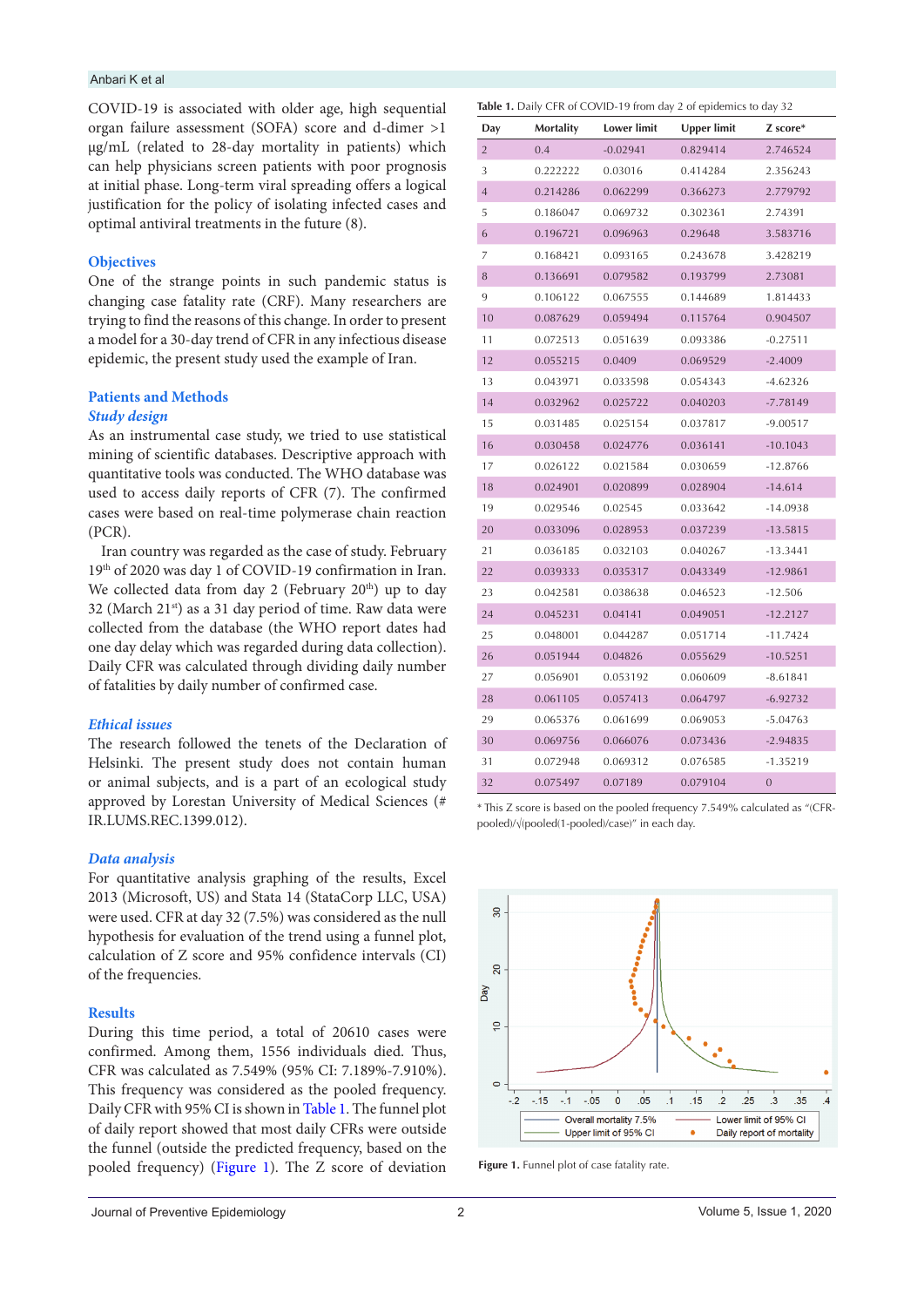COVID-19 is associated with older age, high sequential organ failure assessment (SOFA) score and d-dimer >1 µg/mL (related to 28-day mortality in patients) which can help physicians screen patients with poor prognosis at initial phase. Long-term viral spreading offers a logical justification for the policy of isolating infected cases and optimal antiviral treatments in the future (8).

## Objectives

One of the strange points in such pandemic status is changing case fatality rate (CRF). Many researchers are trying to find the reasons of this change. In order to present a model for a 30-day trend of CFR in any infectious disease epidemic, the present study used the example of Iran.

## Patients and Methods

### *Study design*

As an instrumental case study, we tried to use statistical mining of scientific databases. Descriptive approach with quantitative tools was conducted. The WHO database was used to access daily reports of CFR (7). The confirmed cases were based on real-time polymerase chain reaction (PCR).

Iran country was regarded as the case of study. February 19th of 2020 was day 1 of COVID-19 confirmation in Iran. We collected data from day 2 (February 20th) up to day 32 (March 21st) as a 31 day period of time. Raw data were collected from the database (the WHO report dates had one day delay which was regarded during data collection). Daily CFR was calculated through dividing daily number of fatalities by daily number of confirmed case.

### *Ethical issues*

The research followed the tenets of the Declaration of Helsinki. The present study does not contain human or animal subjects, and is a part of an ecological study approved by Lorestan University of Medical Sciences (# IR.LUMS.REC.1399.012).

### *Data analysis*

For quantitative analysis graphing of the results, Excel 2013 (Microsoft, US) and Stata 14 (StataCorp LLC, USA) were used. CFR at day 32 (7.5%) was considered as the null hypothesis for evaluation of the trend using a funnel plot, calculation of Z score and 95% confidence intervals (CI) of the frequencies.

## Results

During this time period, a total of 20610 cases were confirmed. Among them, 1556 individuals died. Thus, CFR was calculated as 7.549% (95% CI: 7.189%-7.910%). This frequency was considered as the pooled frequency. Daily CFR with 95% CI is shown in Table 1. The funnel plot of daily report showed that most daily CFRs were outside the funnel (outside the predicted frequency, based on the pooled frequency) (Figure 1). The Z score of deviation

**Table 1.** Daily CFR of COVID-19 from day 2 of epidemics to day 32

| Day | Mortality | Lower limit | Upper limit | Z score* |
|---|---|---|---|---|
| 2 | 0.4 | -0.02941 | 0.829414 | 2.746524 |
| 3 | 0.222222 | 0.03016 | 0.414284 | 2.356243 |
| 4 | 0.214286 | 0.062299 | 0.366273 | 2.779792 |
| 5 | 0.186047 | 0.069732 | 0.302361 | 2.74391 |
| 6 | 0.196721 | 0.096963 | 0.29648 | 3.583716 |
| 7 | 0.168421 | 0.093165 | 0.243678 | 3.428219 |
| 8 | 0.136691 | 0.079582 | 0.193799 | 2.73081 |
| 9 | 0.106122 | 0.067555 | 0.144689 | 1.814433 |
| 10 | 0.087629 | 0.059494 | 0.115764 | 0.904507 |
| 11 | 0.072513 | 0.051639 | 0.093386 | -0.27511 |
| 12 | 0.055215 | 0.0409 | 0.069529 | -2.4009 |
| 13 | 0.043971 | 0.033598 | 0.054343 | -4.62326 |
| 14 | 0.032962 | 0.025722 | 0.040203 | -7.78149 |
| 15 | 0.031485 | 0.025154 | 0.037817 | -9.00517 |
| 16 | 0.030458 | 0.024776 | 0.036141 | -10.1043 |
| 17 | 0.026122 | 0.021584 | 0.030659 | -12.8766 |
| 18 | 0.024901 | 0.020899 | 0.028904 | -14.614 |
| 19 | 0.029546 | 0.02545 | 0.033642 | -14.0938 |
| 20 | 0.033096 | 0.028953 | 0.037239 | -13.5815 |
| 21 | 0.036185 | 0.032103 | 0.040267 | -13.3441 |
| 22 | 0.039333 | 0.035317 | 0.043349 | -12.9861 |
| 23 | 0.042581 | 0.038638 | 0.046523 | -12.506 |
| 24 | 0.045231 | 0.04141 | 0.049051 | -12.2127 |
| 25 | 0.048001 | 0.044287 | 0.051714 | -11.7424 |
| 26 | 0.051944 | 0.04826 | 0.055629 | -10.5251 |
| 27 | 0.056901 | 0.053192 | 0.060609 | -8.61841 |
| 28 | 0.061105 | 0.057413 | 0.064797 | -6.92732 |
| 29 | 0.065376 | 0.061699 | 0.069053 | -5.04763 |
| 30 | 0.069756 | 0.066076 | 0.073436 | -2.94835 |
| 31 | 0.072948 | 0.069312 | 0.076585 | -1.35219 |
| 32 | 0.075497 | 0.07189 | 0.079104 | 0 |

\* This Z score is based on the pooled frequency 7.549% calculated as "(CFR-pooled)/√(pooled(1-pooled)/case)" in each day.

**Figure 1.** Funnel plot of case fatality rate.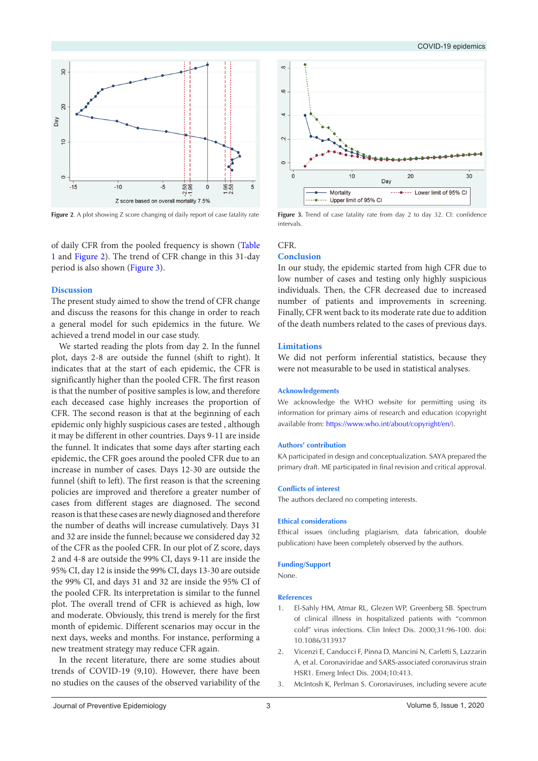Figure 2. A plot showing Z score changing of daily report of case fatality rate

Figure 3. Trend of case fatality rate from day 2 to day 32. CI: confidence intervals.

of daily CFR from the pooled frequency is shown (Table 1 and Figure 2). The trend of CFR change in this 31-day period is also shown (Figure 3).

## Discussion

The present study aimed to show the trend of CFR change and discuss the reasons for this change in order to reach a general model for such epidemics in the future. We achieved a trend model in our case study.

We started reading the plots from day 2. In the funnel plot, days 2-8 are outside the funnel (shift to right). It indicates that at the start of each epidemic, the CFR is significantly higher than the pooled CFR. The first reason is that the number of positive samples is low, and therefore each deceased case highly increases the proportion of CFR. The second reason is that at the beginning of each epidemic only highly suspicious cases are tested , although it may be different in other countries. Days 9-11 are inside the funnel. It indicates that some days after starting each epidemic, the CFR goes around the pooled CFR due to an increase in number of cases. Days 12-30 are outside the funnel (shift to left). The first reason is that the screening policies are improved and therefore a greater number of cases from different stages are diagnosed. The second reason is that these cases are newly diagnosed and therefore the number of deaths will increase cumulatively. Days 31 and 32 are inside the funnel; because we considered day 32 of the CFR as the pooled CFR. In our plot of Z score, days 2 and 4-8 are outside the 99% CI, days 9-11 are inside the 95% CI, day 12 is inside the 99% CI, days 13-30 are outside the 99% CI, and days 31 and 32 are inside the 95% CI of the pooled CFR. Its interpretation is similar to the funnel plot. The overall trend of CFR is achieved as high, low and moderate. Obviously, this trend is merely for the first month of epidemic. Different scenarios may occur in the next days, weeks and months. For instance, performing a new treatment strategy may reduce CFR again.

In the recent literature, there are some studies about trends of COVID-19 (9,10). However, there have been no studies on the causes of the observed variability of the CFR.

## Conclusion

In our study, the epidemic started from high CFR due to low number of cases and testing only highly suspicious individuals. Then, the CFR decreased due to increased number of patients and improvements in screening. Finally, CFR went back to its moderate rate due to addition of the death numbers related to the cases of previous days.

## Limitations

We did not perform inferential statistics, because they were not measurable to be used in statistical analyses.

### Acknowledgements

We acknowledge the WHO website for permitting using its information for primary aims of research and education (copyright available from: https://www.who.int/about/copyright/en/).

### Authors' contribution

KA participated in design and conceptualization. SAYA prepared the primary draft. ME participated in final revision and critical approval.

### Conflicts of interest

The authors declared no competing interests.

### Ethical considerations

Ethical issues (including plagiarism, data fabrication, double publication) have been completely observed by the authors.

### Funding/Support

None.

### References

1. El-Sahly HM, Atmar RL, Glezen WP, Greenberg SB. Spectrum of clinical illness in hospitalized patients with "common cold" virus infections. Clin Infect Dis. 2000;31:96-100. doi: 10.1086/313937
2. Vicenzi E, Canducci F, Pinna D, Mancini N, Carletti S, Lazzarin A, et al. Coronaviridae and SARS-associated coronavirus strain HSR1. Emerg Infect Dis. 2004;10:413.
3. McIntosh K, Perlman S. Coronaviruses, including severe acute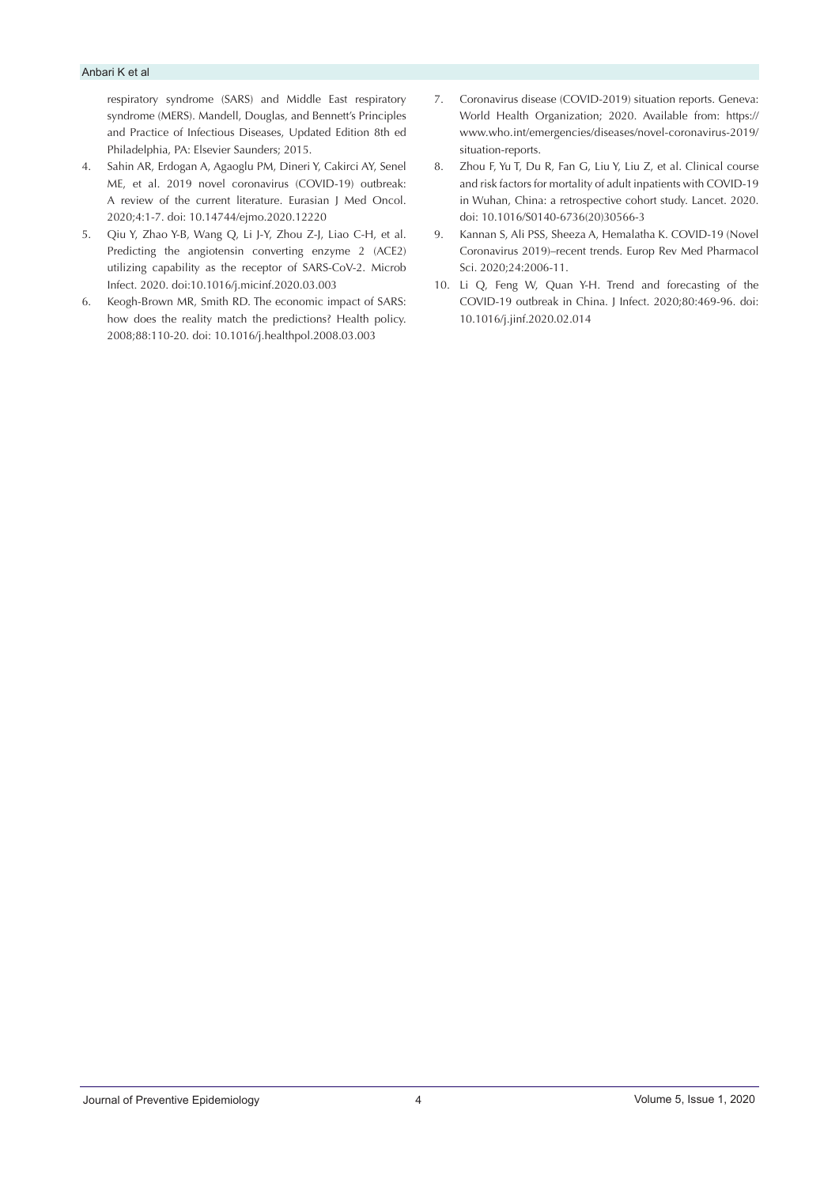respiratory syndrome (SARS) and Middle East respiratory syndrome (MERS). Mandell, Douglas, and Bennett's Principles and Practice of Infectious Diseases, Updated Edition 8th ed Philadelphia, PA: Elsevier Saunders; 2015.

4. Sahin AR, Erdogan A, Agaoglu PM, Dineri Y, Cakirci AY, Senel ME, et al. 2019 novel coronavirus (COVID-19) outbreak: A review of the current literature. Eurasian J Med Oncol. 2020;4:1-7. doi: 10.14744/ejmo.2020.12220
5. Qiu Y, Zhao Y-B, Wang Q, Li J-Y, Zhou Z-J, Liao C-H, et al. Predicting the angiotensin converting enzyme 2 (ACE2) utilizing capability as the receptor of SARS-CoV-2. Microb Infect. 2020. doi:10.1016/j.micinf.2020.03.003
6. Keogh-Brown MR, Smith RD. The economic impact of SARS: how does the reality match the predictions? Health policy. 2008;88:110-20. doi: 10.1016/j.healthpol.2008.03.003
7. Coronavirus disease (COVID-2019) situation reports. Geneva: World Health Organization; 2020. Available from: https://www.who.int/emergencies/diseases/novel-coronavirus-2019/situation-reports.
8. Zhou F, Yu T, Du R, Fan G, Liu Y, Liu Z, et al. Clinical course and risk factors for mortality of adult inpatients with COVID-19 in Wuhan, China: a retrospective cohort study. Lancet. 2020. doi: 10.1016/S0140-6736(20)30566-3
9. Kannan S, Ali PSS, Sheeza A, Hemalatha K. COVID-19 (Novel Coronavirus 2019)–recent trends. Europ Rev Med Pharmacol Sci. 2020;24:2006-11.
10. Li Q, Feng W, Quan Y-H. Trend and forecasting of the COVID-19 outbreak in China. J Infect. 2020;80:469-96. doi: 10.1016/j.jinf.2020.02.014